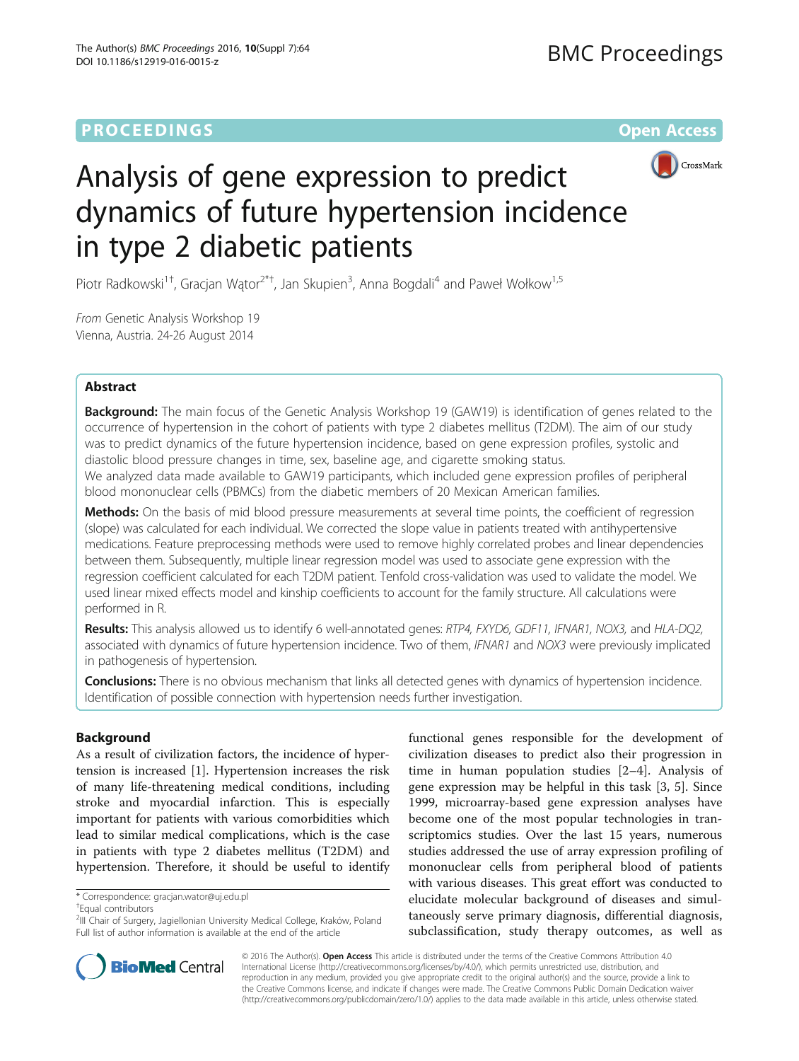PROCEEDINGS **Open Access**

# Analysis of gene expression to predict dynamics of future hypertension incidence in type 2 diabetic patients

Piotr Radkowski[1†], Gracjan Wątor[2*†], Jan Skupien[3], Anna Bogdali[4] and Paweł Wołkow[1,5]

*From* Genetic Analysis Workshop 19
Vienna, Austria. 24-26 August 2014

## Abstract

**Background:** The main focus of the Genetic Analysis Workshop 19 (GAW19) is identification of genes related to the occurrence of hypertension in the cohort of patients with type 2 diabetes mellitus (T2DM). The aim of our study was to predict dynamics of the future hypertension incidence, based on gene expression profiles, systolic and diastolic blood pressure changes in time, sex, baseline age, and cigarette smoking status.
We analyzed data made available to GAW19 participants, which included gene expression profiles of peripheral blood mononuclear cells (PBMCs) from the diabetic members of 20 Mexican American families.

**Methods:** On the basis of mid blood pressure measurements at several time points, the coefficient of regression (slope) was calculated for each individual. We corrected the slope value in patients treated with antihypertensive medications. Feature preprocessing methods were used to remove highly correlated probes and linear dependencies between them. Subsequently, multiple linear regression model was used to associate gene expression with the regression coefficient calculated for each T2DM patient. Tenfold cross-validation was used to validate the model. We used linear mixed effects model and kinship coefficients to account for the family structure. All calculations were performed in R.

**Results:** This analysis allowed us to identify 6 well-annotated genes: *RTP4, FXYD6, GDF11, IFNAR1, NOX3,* and *HLA-DQ2,* associated with dynamics of future hypertension incidence. Two of them, *IFNAR1* and *NOX3* were previously implicated in pathogenesis of hypertension.

**Conclusions:** There is no obvious mechanism that links all detected genes with dynamics of hypertension incidence. Identification of possible connection with hypertension needs further investigation.

## Background

As a result of civilization factors, the incidence of hypertension is increased [1]. Hypertension increases the risk of many life-threatening medical conditions, including stroke and myocardial infarction. This is especially important for patients with various comorbidities which lead to similar medical complications, which is the case in patients with type 2 diabetes mellitus (T2DM) and hypertension. Therefore, it should be useful to identify functional genes responsible for the development of civilization diseases to predict also their progression in time in human population studies [2–4]. Analysis of gene expression may be helpful in this task [3, 5]. Since 1999, microarray-based gene expression analyses have become one of the most popular technologies in transcriptomics studies. Over the last 15 years, numerous studies addressed the use of array expression profiling of mononuclear cells from peripheral blood of patients with various diseases. This great effort was conducted to elucidate molecular background of diseases and simultaneously serve primary diagnosis, differential diagnosis, subclassification, study therapy outcomes, as well as

\* Correspondence: gracjan.wator@uj.edu.pl
†Equal contributors
[2]III Chair of Surgery, Jagiellonian University Medical College, Kraków, Poland
Full list of author information is available at the end of the article

© 2016 The Author(s). **Open Access** This article is distributed under the terms of the Creative Commons Attribution 4.0 International License (http://creativecommons.org/licenses/by/4.0/), which permits unrestricted use, distribution, and reproduction in any medium, provided you give appropriate credit to the original author(s) and the source, provide a link to the Creative Commons license, and indicate if changes were made. The Creative Commons Public Domain Dedication waiver (http://creativecommons.org/publicdomain/zero/1.0/) applies to the data made available in this article, unless otherwise stated.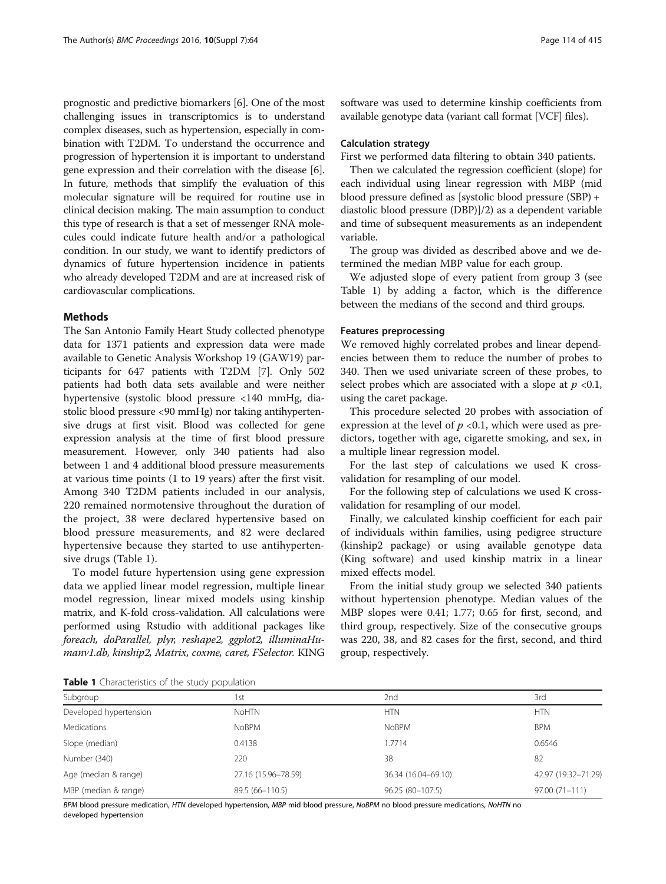prognostic and predictive biomarkers [6]. One of the most challenging issues in transcriptomics is to understand complex diseases, such as hypertension, especially in combination with T2DM. To understand the occurrence and progression of hypertension it is important to understand gene expression and their correlation with the disease [6]. In future, methods that simplify the evaluation of this molecular signature will be required for routine use in clinical decision making. The main assumption to conduct this type of research is that a set of messenger RNA molecules could indicate future health and/or a pathological condition. In our study, we want to identify predictors of dynamics of future hypertension incidence in patients who already developed T2DM and are at increased risk of cardiovascular complications.

## Methods

The San Antonio Family Heart Study collected phenotype data for 1371 patients and expression data were made available to Genetic Analysis Workshop 19 (GAW19) participants for 647 patients with T2DM [7]. Only 502 patients had both data sets available and were neither hypertensive (systolic blood pressure <140 mmHg, diastolic blood pressure <90 mmHg) nor taking antihypertensive drugs at first visit. Blood was collected for gene expression analysis at the time of first blood pressure measurement. However, only 340 patients had also between 1 and 4 additional blood pressure measurements at various time points (1 to 19 years) after the first visit. Among 340 T2DM patients included in our analysis, 220 remained normotensive throughout the duration of the project, 38 were declared hypertensive based on blood pressure measurements, and 82 were declared hypertensive because they started to use antihypertensive drugs (Table 1).

To model future hypertension using gene expression data we applied linear model regression, multiple linear model regression, linear mixed models using kinship matrix, and K-fold cross-validation. All calculations were performed using Rstudio with additional packages like *foreach, doParallel, plyr, reshape2, ggplot2, illuminaHumanv1.db, kinship2, Matrix, coxme, caret, FSelector.* KING software was used to determine kinship coefficients from available genotype data (variant call format [VCF] files).

### Calculation strategy

First we performed data filtering to obtain 340 patients.

Then we calculated the regression coefficient (slope) for each individual using linear regression with MBP (mid blood pressure defined as [systolic blood pressure (SBP) + diastolic blood pressure (DBP)]/2) as a dependent variable and time of subsequent measurements as an independent variable.

The group was divided as described above and we determined the median MBP value for each group.

We adjusted slope of every patient from group 3 (see Table 1) by adding a factor, which is the difference between the medians of the second and third groups.

### Features preprocessing

We removed highly correlated probes and linear dependencies between them to reduce the number of probes to 340. Then we used univariate screen of these probes, to select probes which are associated with a slope at $p < 0.1$, using the caret package.

This procedure selected 20 probes with association of expression at the level of $p < 0.1$, which were used as predictors, together with age, cigarette smoking, and sex, in a multiple linear regression model.

For the last step of calculations we used K cross-validation for resampling of our model.

For the following step of calculations we used K cross-validation for resampling of our model.

Finally, we calculated kinship coefficient for each pair of individuals within families, using pedigree structure (kinship2 package) or using available genotype data (King software) and used kinship matrix in a linear mixed effects model.

From the initial study group we selected 340 patients without hypertension phenotype. Median values of the MBP slopes were 0.41; 1.77; 0.65 for first, second, and third group, respectively. Size of the consecutive groups was 220, 38, and 82 cases for the first, second, and third group, respectively.

**Table 1** Characteristics of the study population

| Subgroup | 1st | 2nd | 3rd |
|---|---|---|---|
| Developed hypertension | NoHTN | HTN | HTN |
| Medications | NoBPM | NoBPM | BPM |
| Slope (median) | 0.4138 | 1.7714 | 0.6546 |
| Number (340) | 220 | 38 | 82 |
| Age (median & range) | 27.16 (15.96–78.59) | 36.34 (16.04–69.10) | 42.97 (19.32–71.29) |
| MBP (median & range) | 89.5 (66–110.5) | 96.25 (80–107.5) | 97.00 (71–111) |

*BPM* blood pressure medication, *HTN* developed hypertension, *MBP* mid blood pressure, *NoBPM* no blood pressure medications, *NoHTN* no developed hypertension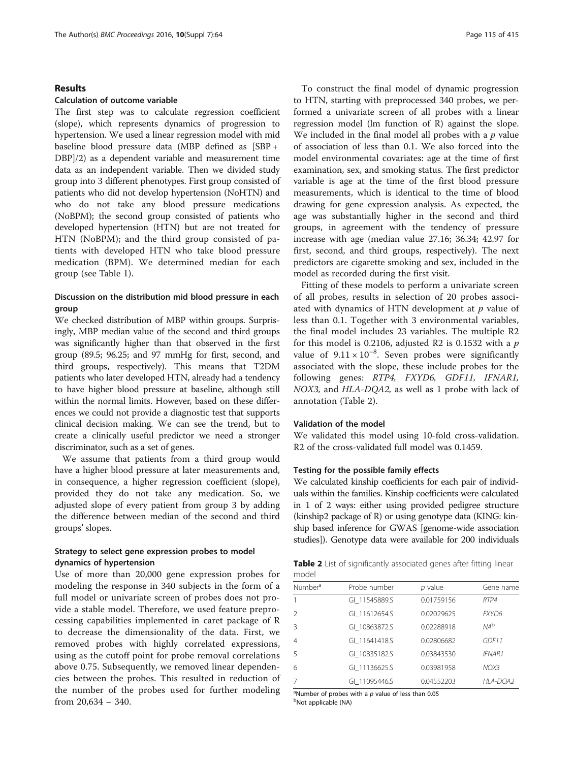## Results

### Calculation of outcome variable

The first step was to calculate regression coefficient (slope), which represents dynamics of progression to hypertension. We used a linear regression model with mid baseline blood pressure data (MBP defined as [SBP + DBP]/2) as a dependent variable and measurement time data as an independent variable. Then we divided study group into 3 different phenotypes. First group consisted of patients who did not develop hypertension (NoHTN) and who do not take any blood pressure medications (NoBPM); the second group consisted of patients who developed hypertension (HTN) but are not treated for HTN (NoBPM); and the third group consisted of patients with developed HTN who take blood pressure medication (BPM). We determined median for each group (see Table 1).

### Discussion on the distribution mid blood pressure in each group

We checked distribution of MBP within groups. Surprisingly, MBP median value of the second and third groups was significantly higher than that observed in the first group (89.5; 96.25; and 97 mmHg for first, second, and third groups, respectively). This means that T2DM patients who later developed HTN, already had a tendency to have higher blood pressure at baseline, although still within the normal limits. However, based on these differences we could not provide a diagnostic test that supports clinical decision making. We can see the trend, but to create a clinically useful predictor we need a stronger discriminator, such as a set of genes.

We assume that patients from a third group would have a higher blood pressure at later measurements and, in consequence, a higher regression coefficient (slope), provided they do not take any medication. So, we adjusted slope of every patient from group 3 by adding the difference between median of the second and third groups' slopes.

### Strategy to select gene expression probes to model dynamics of hypertension

Use of more than 20,000 gene expression probes for modeling the response in 340 subjects in the form of a full model or univariate screen of probes does not provide a stable model. Therefore, we used feature preprocessing capabilities implemented in caret package of R to decrease the dimensionality of the data. First, we removed probes with highly correlated expressions, using as the cutoff point for probe removal correlations above 0.75. Subsequently, we removed linear dependencies between the probes. This resulted in reduction of the number of the probes used for further modeling from 20,634 – 340.

To construct the final model of dynamic progression to HTN, starting with preprocessed 340 probes, we performed a univariate screen of all probes with a linear regression model (lm function of R) against the slope. We included in the final model all probes with a $p$ value of association of less than 0.1. We also forced into the model environmental covariates: age at the time of first examination, sex, and smoking status. The first predictor variable is age at the time of the first blood pressure measurements, which is identical to the time of blood drawing for gene expression analysis. As expected, the age was substantially higher in the second and third groups, in agreement with the tendency of pressure increase with age (median value 27.16; 36.34; 42.97 for first, second, and third groups, respectively). The next predictors are cigarette smoking and sex, included in the model as recorded during the first visit.

Fitting of these models to perform a univariate screen of all probes, results in selection of 20 probes associated with dynamics of HTN development at $p$ value of less than 0.1. Together with 3 environmental variables, the final model includes 23 variables. The multiple R2 for this model is 0.2106, adjusted R2 is 0.1532 with a $p$ value of $9.11 \times 10^{-8}$. Seven probes were significantly associated with the slope, these include probes for the following genes: *RTP4, FXYD6, GDF11, IFNAR1, NOX3,* and *HLA-DQA2,* as well as 1 probe with lack of annotation (Table 2).

### Validation of the model

We validated this model using 10-fold cross-validation. R2 of the cross-validated full model was 0.1459.

### Testing for the possible family effects

We calculated kinship coefficients for each pair of individuals within the families. Kinship coefficients were calculated in 1 of 2 ways: either using provided pedigree structure (kinship2 package of R) or using genotype data (KING: kinship based inference for GWAS [genome-wide association studies]). Genotype data were available for 200 individuals

**Table 2** List of significantly associated genes after fitting linear model

| Number[a] | Probe number | $p$ value | Gene name |
|---|---|---|---|
| 1 | GI_11545889.S | 0.01759156 | *RTP4* |
| 2 | GI_11612654.S | 0.02029625 | *FXYD6* |
| 3 | GI_10863872.S | 0.02288918 | *NA*[b] |
| 4 | GI_11641418.S | 0.02806682 | *GDF11* |
| 5 | GI_10835182.S | 0.03843530 | *IFNAR1* |
| 6 | GI_11136625.S | 0.03981958 | *NOX3* |
| 7 | GI_11095446.S | 0.04552203 | *HLA-DQA2* |

[a]Number of probes with a $p$ value of less than 0.05
[b]Not applicable (NA)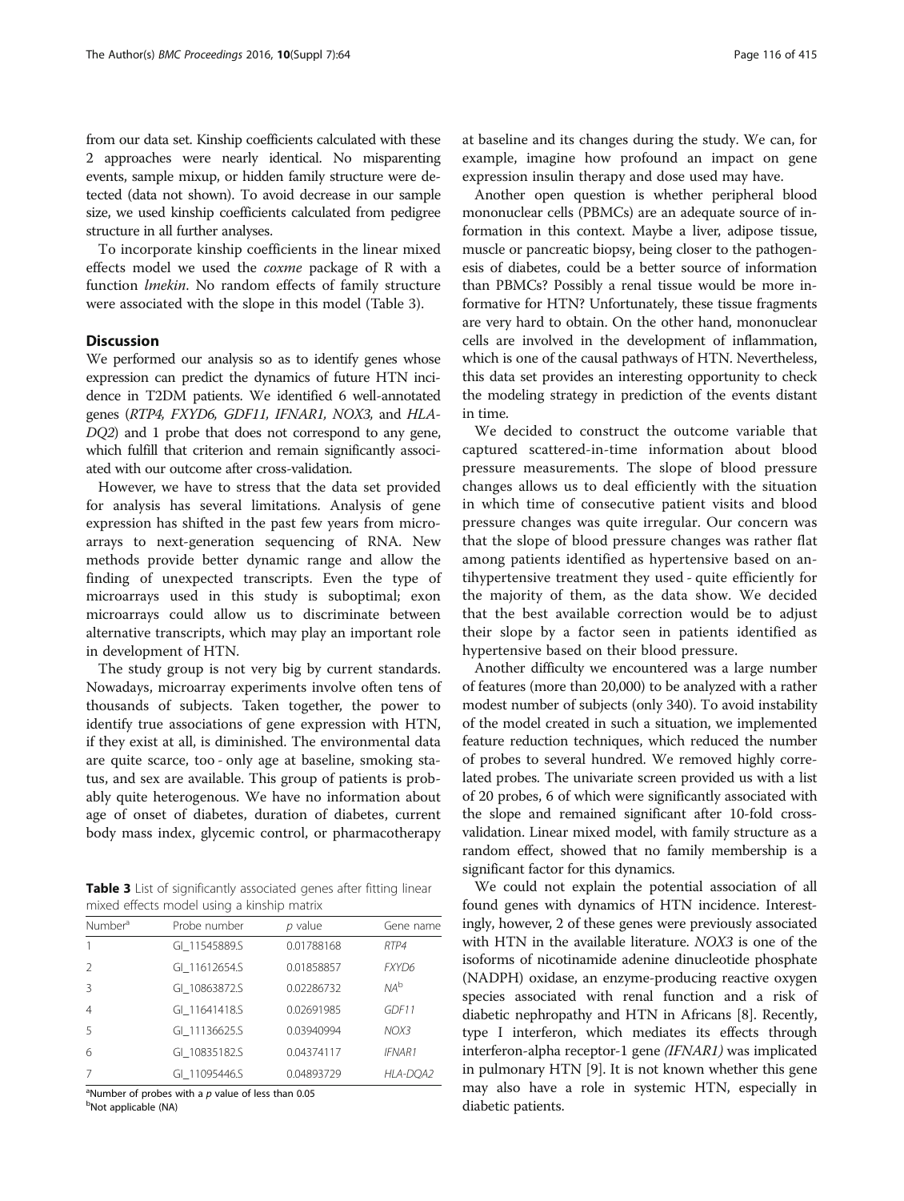from our data set. Kinship coefficients calculated with these 2 approaches were nearly identical. No misparenting events, sample mixup, or hidden family structure were detected (data not shown). To avoid decrease in our sample size, we used kinship coefficients calculated from pedigree structure in all further analyses.

To incorporate kinship coefficients in the linear mixed effects model we used the *coxme* package of R with a function *lmekin*. No random effects of family structure were associated with the slope in this model (Table 3).

**Table 3** List of significantly associated genes after fitting linear mixed effects model using a kinship matrix

| Number[a] | Probe number | *p* value | Gene name |
|---|---|---|---|
| 1 | GI_11545889.S | 0.01788168 | *RTP4* |
| 2 | GI_11612654.S | 0.01858857 | *FXYD6* |
| 3 | GI_10863872.S | 0.02286732 | *NA*[b] |
| 4 | GI_11641418.S | 0.02691985 | *GDF11* |
| 5 | GI_11136625.S | 0.03940994 | *NOX3* |
| 6 | GI_10835182.S | 0.04374117 | *IFNAR1* |
| 7 | GI_11095446.S | 0.04893729 | *HLA-DQA2* |

[a]Number of probes with a *p* value of less than 0.05
[b]Not applicable (NA)

## Discussion

We performed our analysis so as to identify genes whose expression can predict the dynamics of future HTN incidence in T2DM patients. We identified 6 well-annotated genes (*RTP4, FXYD6, GDF11, IFNAR1, NOX3,* and *HLA-DQ2*) and 1 probe that does not correspond to any gene, which fulfill that criterion and remain significantly associated with our outcome after cross-validation.

However, we have to stress that the data set provided for analysis has several limitations. Analysis of gene expression has shifted in the past few years from microarrays to next-generation sequencing of RNA. New methods provide better dynamic range and allow the finding of unexpected transcripts. Even the type of microarrays used in this study is suboptimal; exon microarrays could allow us to discriminate between alternative transcripts, which may play an important role in development of HTN.

The study group is not very big by current standards. Nowadays, microarray experiments involve often tens of thousands of subjects. Taken together, the power to identify true associations of gene expression with HTN, if they exist at all, is diminished. The environmental data are quite scarce, too - only age at baseline, smoking status, and sex are available. This group of patients is probably quite heterogenous. We have no information about age of onset of diabetes, duration of diabetes, current body mass index, glycemic control, or pharmacotherapy at baseline and its changes during the study. We can, for example, imagine how profound an impact on gene expression insulin therapy and dose used may have.

Another open question is whether peripheral blood mononuclear cells (PBMCs) are an adequate source of information in this context. Maybe a liver, adipose tissue, muscle or pancreatic biopsy, being closer to the pathogenesis of diabetes, could be a better source of information than PBMCs? Possibly a renal tissue would be more informative for HTN? Unfortunately, these tissue fragments are very hard to obtain. On the other hand, mononuclear cells are involved in the development of inflammation, which is one of the causal pathways of HTN. Nevertheless, this data set provides an interesting opportunity to check the modeling strategy in prediction of the events distant in time.

We decided to construct the outcome variable that captured scattered-in-time information about blood pressure measurements. The slope of blood pressure changes allows us to deal efficiently with the situation in which time of consecutive patient visits and blood pressure changes was quite irregular. Our concern was that the slope of blood pressure changes was rather flat among patients identified as hypertensive based on antihypertensive treatment they used - quite efficiently for the majority of them, as the data show. We decided that the best available correction would be to adjust their slope by a factor seen in patients identified as hypertensive based on their blood pressure.

Another difficulty we encountered was a large number of features (more than 20,000) to be analyzed with a rather modest number of subjects (only 340). To avoid instability of the model created in such a situation, we implemented feature reduction techniques, which reduced the number of probes to several hundred. We removed highly correlated probes. The univariate screen provided us with a list of 20 probes, 6 of which were significantly associated with the slope and remained significant after 10-fold cross-validation. Linear mixed model, with family structure as a random effect, showed that no family membership is a significant factor for this dynamics.

We could not explain the potential association of all found genes with dynamics of HTN incidence. Interestingly, however, 2 of these genes were previously associated with HTN in the available literature. *NOX3* is one of the isoforms of nicotinamide adenine dinucleotide phosphate (NADPH) oxidase, an enzyme-producing reactive oxygen species associated with renal function and a risk of diabetic nephropathy and HTN in Africans [8]. Recently, type I interferon, which mediates its effects through interferon-alpha receptor-1 gene *(IFNAR1)* was implicated in pulmonary HTN [9]. It is not known whether this gene may also have a role in systemic HTN, especially in diabetic patients.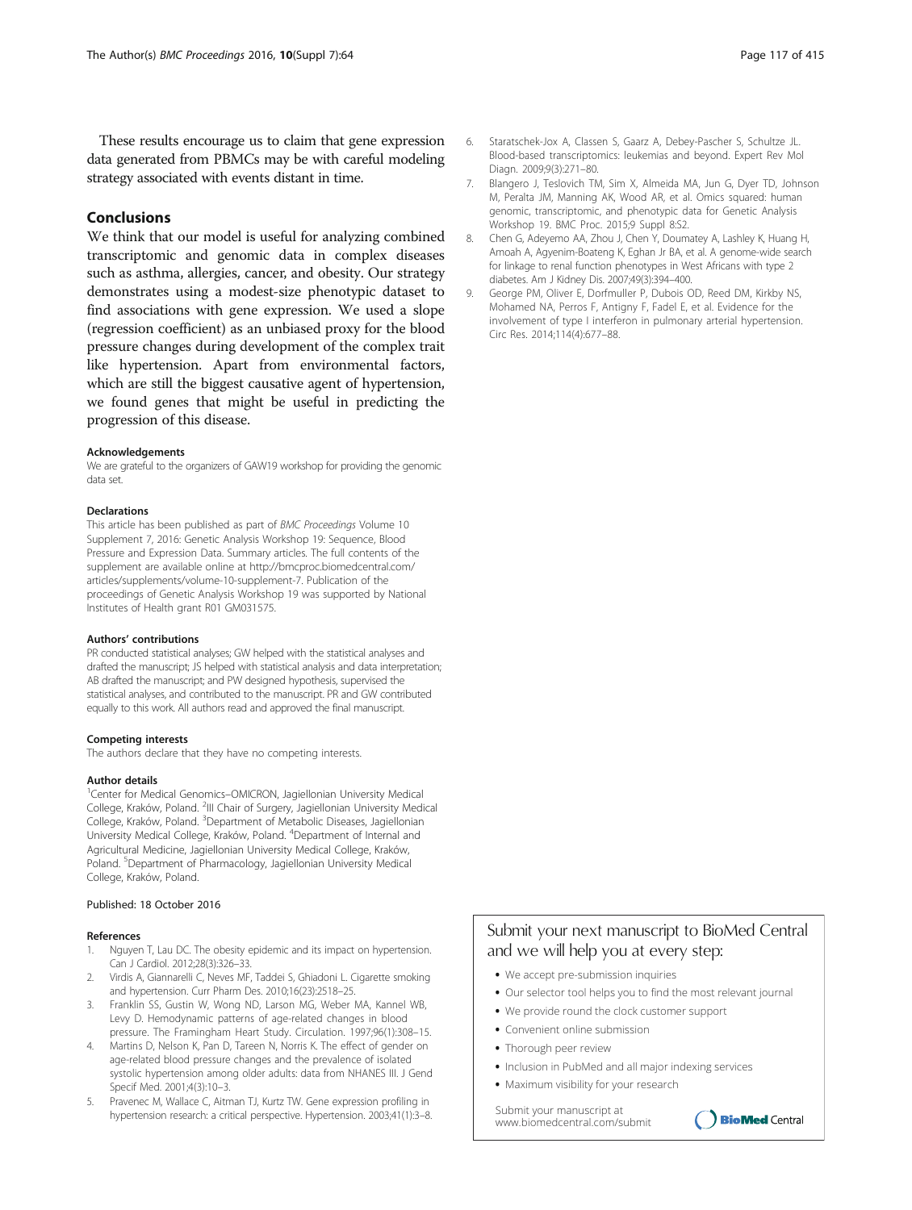These results encourage us to claim that gene expression data generated from PBMCs may be with careful modeling strategy associated with events distant in time.

## Conclusions

We think that our model is useful for analyzing combined transcriptomic and genomic data in complex diseases such as asthma, allergies, cancer, and obesity. Our strategy demonstrates using a modest-size phenotypic dataset to find associations with gene expression. We used a slope (regression coefficient) as an unbiased proxy for the blood pressure changes during development of the complex trait like hypertension. Apart from environmental factors, which are still the biggest causative agent of hypertension, we found genes that might be useful in predicting the progression of this disease.

#### Acknowledgements

We are grateful to the organizers of GAW19 workshop for providing the genomic data set.

#### Declarations

This article has been published as part of *BMC Proceedings* Volume 10 Supplement 7, 2016: Genetic Analysis Workshop 19: Sequence, Blood Pressure and Expression Data. Summary articles. The full contents of the supplement are available online at http://bmcproc.biomedcentral.com/articles/supplements/volume-10-supplement-7. Publication of the proceedings of Genetic Analysis Workshop 19 was supported by National Institutes of Health grant R01 GM031575.

#### Authors' contributions

PR conducted statistical analyses; GW helped with the statistical analyses and drafted the manuscript; JS helped with statistical analysis and data interpretation; AB drafted the manuscript; and PW designed hypothesis, supervised the statistical analyses, and contributed to the manuscript. PR and GW contributed equally to this work. All authors read and approved the final manuscript.

#### Competing interests

The authors declare that they have no competing interests.

#### Author details

[1]Center for Medical Genomics–OMICRON, Jagiellonian University Medical College, Kraków, Poland. [2]III Chair of Surgery, Jagiellonian University Medical College, Kraków, Poland. [3]Department of Metabolic Diseases, Jagiellonian University Medical College, Kraków, Poland. [4]Department of Internal and Agricultural Medicine, Jagiellonian University Medical College, Kraków, Poland. [5]Department of Pharmacology, Jagiellonian University Medical College, Kraków, Poland.

Published: 18 October 2016

#### References

1. Nguyen T, Lau DC. The obesity epidemic and its impact on hypertension. Can J Cardiol. 2012;28(3):326–33.
2. Virdis A, Giannarelli C, Neves MF, Taddei S, Ghiadoni L. Cigarette smoking and hypertension. Curr Pharm Des. 2010;16(23):2518–25.
3. Franklin SS, Gustin W, Wong ND, Larson MG, Weber MA, Kannel WB, Levy D. Hemodynamic patterns of age-related changes in blood pressure. The Framingham Heart Study. Circulation. 1997;96(1):308–15.
4. Martins D, Nelson K, Pan D, Tareen N, Norris K. The effect of gender on age-related blood pressure changes and the prevalence of isolated systolic hypertension among older adults: data from NHANES III. J Gend Specif Med. 2001;4(3):10–3.
5. Pravenec M, Wallace C, Aitman TJ, Kurtz TW. Gene expression profiling in hypertension research: a critical perspective. Hypertension. 2003;41(1):3–8.
6. Staratschek-Jox A, Classen S, Gaarz A, Debey-Pascher S, Schultze JL. Blood-based transcriptomics: leukemias and beyond. Expert Rev Mol Diagn. 2009;9(3):271–80.
7. Blangero J, Teslovich TM, Sim X, Almeida MA, Jun G, Dyer TD, Johnson M, Peralta JM, Manning AK, Wood AR, et al. Omics squared: human genomic, transcriptomic, and phenotypic data for Genetic Analysis Workshop 19. BMC Proc. 2015;9 Suppl 8:S2.
8. Chen G, Adeyemo AA, Zhou J, Chen Y, Doumatey A, Lashley K, Huang H, Amoah A, Agyenim-Boateng K, Eghan Jr BA, et al. A genome-wide search for linkage to renal function phenotypes in West Africans with type 2 diabetes. Am J Kidney Dis. 2007;49(3):394–400.
9. George PM, Oliver E, Dorfmuller P, Dubois OD, Reed DM, Kirkby NS, Mohamed NA, Perros F, Antigny F, Fadel E, et al. Evidence for the involvement of type I interferon in pulmonary arterial hypertension. Circ Res. 2014;114(4):677–88.

Submit your next manuscript to BioMed Central and we will help you at every step:

- We accept pre-submission inquiries
- Our selector tool helps you to find the most relevant journal
- We provide round the clock customer support
- Convenient online submission
- Thorough peer review
- Inclusion in PubMed and all major indexing services
- Maximum visibility for your research

Submit your manuscript at www.biomedcentral.com/submit

BioMed Central